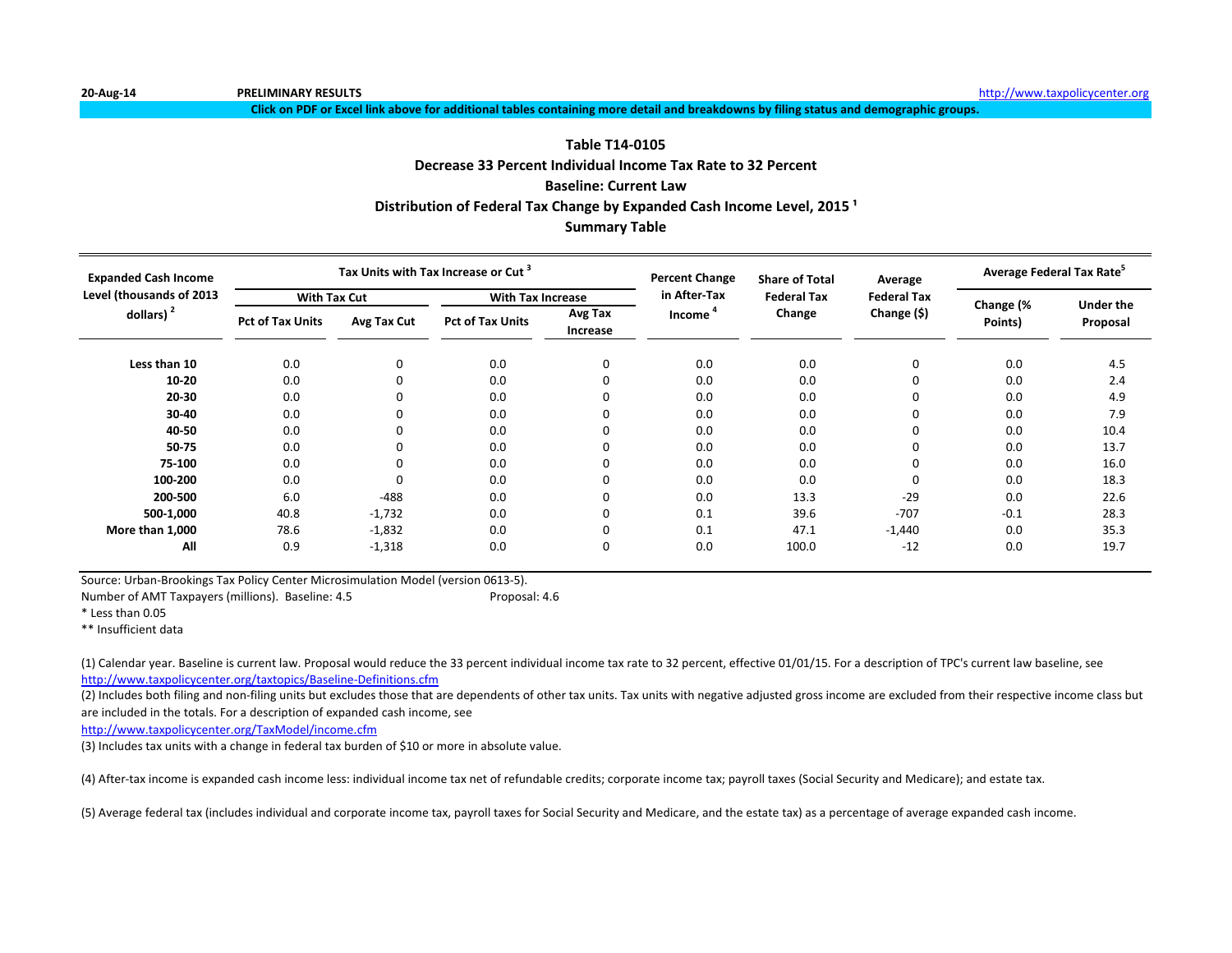20-Aug-14 **PRELIMINARY RESULTS** http://www.taxpolicycenter.org

**Click on PDF or Excel link above for additional tables containing more detail and breakdowns by filing status and demographic groups.**

# Table T14-0105
## Decrease 33 Percent Individual Income Tax Rate to 32 Percent
## Baseline: Current Law
## Distribution of Federal Tax Change by Expanded Cash Income Level, 2015 [1]
## Summary Table

| Expanded Cash Income Level (thousands of 2013 dollars) [2] | Tax Units with Tax Increase or Cut [3] | | | | Percent Change in After-Tax Income [4] | Share of Total Federal Tax Change | Average Federal Tax Change ($) | Average Federal Tax Rate[5] | |
|---|---|---|---|---|---|---|---|---|---|
| | With Tax Cut | | With Tax Increase | | | | | | |
| | Pct of Tax Units | Avg Tax Cut | Pct of Tax Units | Avg Tax Increase | | | | Change (% Points) | Under the Proposal |
| Less than 10 | 0.0 | 0 | 0.0 | 0 | 0.0 | 0.0 | 0 | 0.0 | 4.5 |
| 10-20 | 0.0 | 0 | 0.0 | 0 | 0.0 | 0.0 | 0 | 0.0 | 2.4 |
| 20-30 | 0.0 | 0 | 0.0 | 0 | 0.0 | 0.0 | 0 | 0.0 | 4.9 |
| 30-40 | 0.0 | 0 | 0.0 | 0 | 0.0 | 0.0 | 0 | 0.0 | 7.9 |
| 40-50 | 0.0 | 0 | 0.0 | 0 | 0.0 | 0.0 | 0 | 0.0 | 10.4 |
| 50-75 | 0.0 | 0 | 0.0 | 0 | 0.0 | 0.0 | 0 | 0.0 | 13.7 |
| 75-100 | 0.0 | 0 | 0.0 | 0 | 0.0 | 0.0 | 0 | 0.0 | 16.0 |
| 100-200 | 0.0 | 0 | 0.0 | 0 | 0.0 | 0.0 | 0 | 0.0 | 18.3 |
| 200-500 | 6.0 | -488 | 0.0 | 0 | 0.0 | 13.3 | -29 | 0.0 | 22.6 |
| 500-1,000 | 40.8 | -1,732 | 0.0 | 0 | 0.1 | 39.6 | -707 | -0.1 | 28.3 |
| More than 1,000 | 78.6 | -1,832 | 0.0 | 0 | 0.1 | 47.1 | -1,440 | 0.0 | 35.3 |
| All | 0.9 | -1,318 | 0.0 | 0 | 0.0 | 100.0 | -12 | 0.0 | 19.7 |

Source: Urban-Brookings Tax Policy Center Microsimulation Model (version 0613-5).

Number of AMT Taxpayers (millions). Baseline: 4.5 Proposal: 4.6

* Less than 0.05

** Insufficient data

(1) Calendar year. Baseline is current law. Proposal would reduce the 33 percent individual income tax rate to 32 percent, effective 01/01/15. For a description of TPC's current law baseline, see http://www.taxpolicycenter.org/taxtopics/Baseline-Definitions.cfm

(2) Includes both filing and non-filing units but excludes those that are dependents of other tax units. Tax units with negative adjusted gross income are excluded from their respective income class but are included in the totals. For a description of expanded cash income, see http://www.taxpolicycenter.org/TaxModel/income.cfm

(3) Includes tax units with a change in federal tax burden of $10 or more in absolute value.

(4) After-tax income is expanded cash income less: individual income tax net of refundable credits; corporate income tax; payroll taxes (Social Security and Medicare); and estate tax.

(5) Average federal tax (includes individual and corporate income tax, payroll taxes for Social Security and Medicare, and the estate tax) as a percentage of average expanded cash income.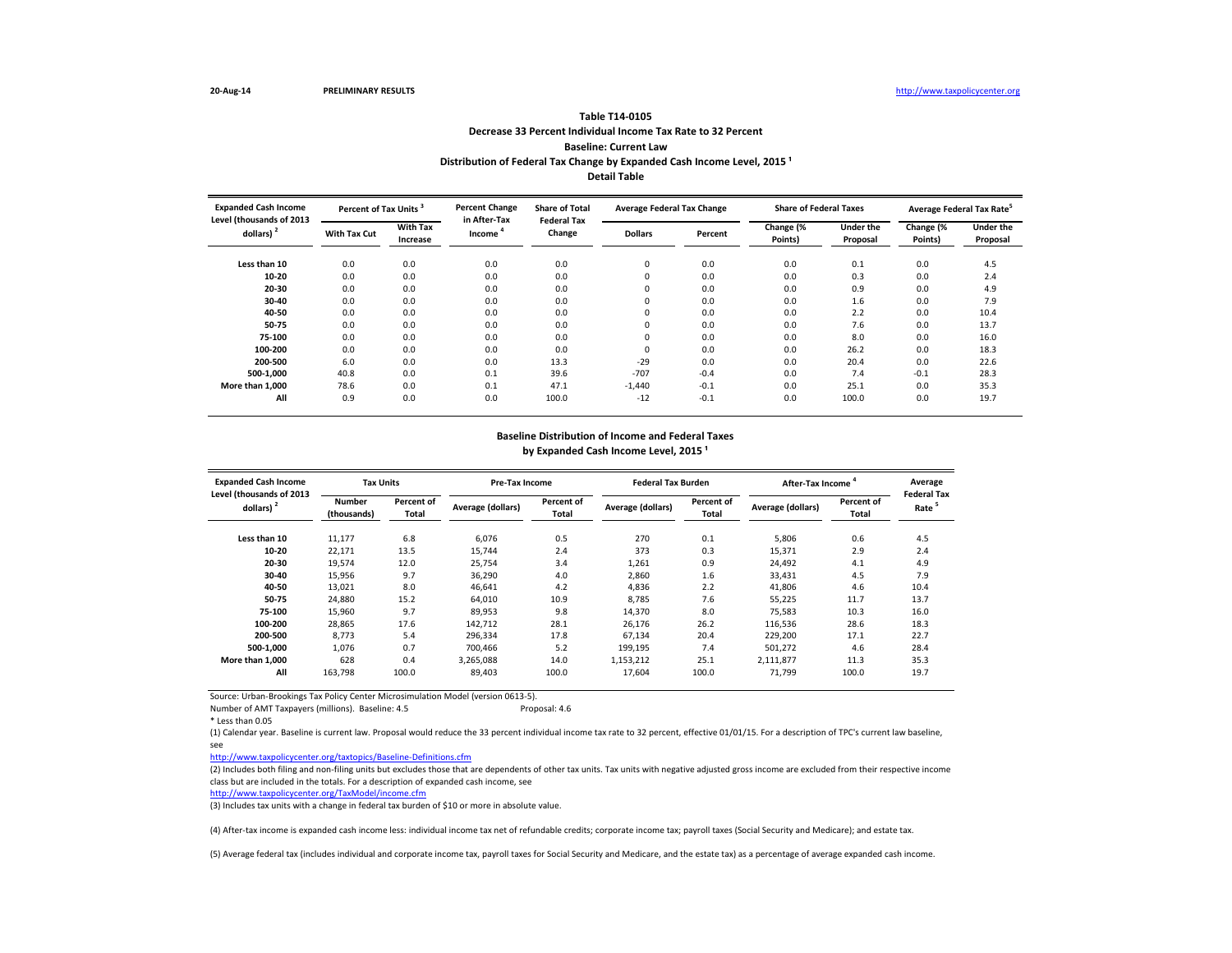20-Aug-14 PRELIMINARY RESULTS http://www.taxpolicycenter.org

## Table T14-0105
## Decrease 33 Percent Individual Income Tax Rate to 32 Percent
## Baseline: Current Law
## Distribution of Federal Tax Change by Expanded Cash Income Level, 2015 [1]
## Detail Table

| Expanded Cash Income Level (thousands of 2013 dollars) [2] | Percent of Tax Units [3] | | Percent Change in After-Tax Income [4] | Share of Total Federal Tax Change | Average Federal Tax Change | | Share of Federal Taxes | | Average Federal Tax Rate[5] | |
|---|---|---|---|---|---|---|---|---|---|---|
| | With Tax Cut | With Tax Increase | | | Dollars | Percent | Change (% Points) | Under the Proposal | Change (% Points) | Under the Proposal |
| Less than 10 | 0.0 | 0.0 | 0.0 | 0.0 | 0 | 0.0 | 0.0 | 0.1 | 0.0 | 4.5 |
| 10-20 | 0.0 | 0.0 | 0.0 | 0.0 | 0 | 0.0 | 0.0 | 0.3 | 0.0 | 2.4 |
| 20-30 | 0.0 | 0.0 | 0.0 | 0.0 | 0 | 0.0 | 0.0 | 0.9 | 0.0 | 4.9 |
| 30-40 | 0.0 | 0.0 | 0.0 | 0.0 | 0 | 0.0 | 0.0 | 1.6 | 0.0 | 7.9 |
| 40-50 | 0.0 | 0.0 | 0.0 | 0.0 | 0 | 0.0 | 0.0 | 2.2 | 0.0 | 10.4 |
| 50-75 | 0.0 | 0.0 | 0.0 | 0.0 | 0 | 0.0 | 0.0 | 7.6 | 0.0 | 13.7 |
| 75-100 | 0.0 | 0.0 | 0.0 | 0.0 | 0 | 0.0 | 0.0 | 8.0 | 0.0 | 16.0 |
| 100-200 | 0.0 | 0.0 | 0.0 | 0.0 | 0 | 0.0 | 0.0 | 26.2 | 0.0 | 18.3 |
| 200-500 | 6.0 | 0.0 | 0.0 | 13.3 | -29 | 0.0 | 0.0 | 20.4 | 0.0 | 22.6 |
| 500-1,000 | 40.8 | 0.0 | 0.1 | 39.6 | -707 | -0.4 | 0.0 | 7.4 | -0.1 | 28.3 |
| More than 1,000 | 78.6 | 0.0 | 0.1 | 47.1 | -1,440 | -0.1 | 0.0 | 25.1 | 0.0 | 35.3 |
| All | 0.9 | 0.0 | 0.0 | 100.0 | -12 | -0.1 | 0.0 | 100.0 | 0.0 | 19.7 |

### Baseline Distribution of Income and Federal Taxes by Expanded Cash Income Level, 2015 [1]

| Expanded Cash Income Level (thousands of 2013 dollars) [2] | Tax Units | | Pre-Tax Income | | Federal Tax Burden | | After-Tax Income [4] | | Average Federal Tax Rate [5] |
|---|---|---|---|---|---|---|---|---|---|
| | Number (thousands) | Percent of Total | Average (dollars) | Percent of Total | Average (dollars) | Percent of Total | Average (dollars) | Percent of Total | |
| Less than 10 | 11,177 | 6.8 | 6,076 | 0.5 | 270 | 0.1 | 5,806 | 0.6 | 4.5 |
| 10-20 | 22,171 | 13.5 | 15,744 | 2.4 | 373 | 0.3 | 15,371 | 2.9 | 2.4 |
| 20-30 | 19,574 | 12.0 | 25,754 | 3.4 | 1,261 | 0.9 | 24,492 | 4.1 | 4.9 |
| 30-40 | 15,956 | 9.7 | 36,290 | 4.0 | 2,860 | 1.6 | 33,431 | 4.5 | 7.9 |
| 40-50 | 13,021 | 8.0 | 46,641 | 4.2 | 4,836 | 2.2 | 41,806 | 4.6 | 10.4 |
| 50-75 | 24,880 | 15.2 | 64,010 | 10.9 | 8,785 | 7.6 | 55,225 | 11.7 | 13.7 |
| 75-100 | 15,960 | 9.7 | 89,953 | 9.8 | 14,370 | 8.0 | 75,583 | 10.3 | 16.0 |
| 100-200 | 28,865 | 17.6 | 142,712 | 28.1 | 26,176 | 26.2 | 116,536 | 28.6 | 18.3 |
| 200-500 | 8,773 | 5.4 | 296,334 | 17.8 | 67,134 | 20.4 | 229,200 | 17.1 | 22.7 |
| 500-1,000 | 1,076 | 0.7 | 700,466 | 5.2 | 199,195 | 7.4 | 501,272 | 4.6 | 28.4 |
| More than 1,000 | 628 | 0.4 | 3,265,088 | 14.0 | 1,153,212 | 25.1 | 2,111,877 | 11.3 | 35.3 |
| All | 163,798 | 100.0 | 89,403 | 100.0 | 17,604 | 100.0 | 71,799 | 100.0 | 19.7 |

Source: Urban-Brookings Tax Policy Center Microsimulation Model (version 0613-5).

Number of AMT Taxpayers (millions). Baseline: 4.5 Proposal: 4.6

* Less than 0.05

(1) Calendar year. Baseline is current law. Proposal would reduce the 33 percent individual income tax rate to 32 percent, effective 01/01/15. For a description of TPC's current law baseline, see

http://www.taxpolicycenter.org/taxtopics/Baseline-Definitions.cfm

(2) Includes both filing and non-filing units but excludes those that are dependents of other tax units. Tax units with negative adjusted gross income are excluded from their respective income class but are included in the totals. For a description of expanded cash income, see

http://www.taxpolicycenter.org/TaxModel/income.cfm

(3) Includes tax units with a change in federal tax burden of $10 or more in absolute value.

(4) After-tax income is expanded cash income less: individual income tax net of refundable credits; corporate income tax; payroll taxes (Social Security and Medicare); and estate tax.

(5) Average federal tax (includes individual and corporate income tax, payroll taxes for Social Security and Medicare, and the estate tax) as a percentage of average expanded cash income.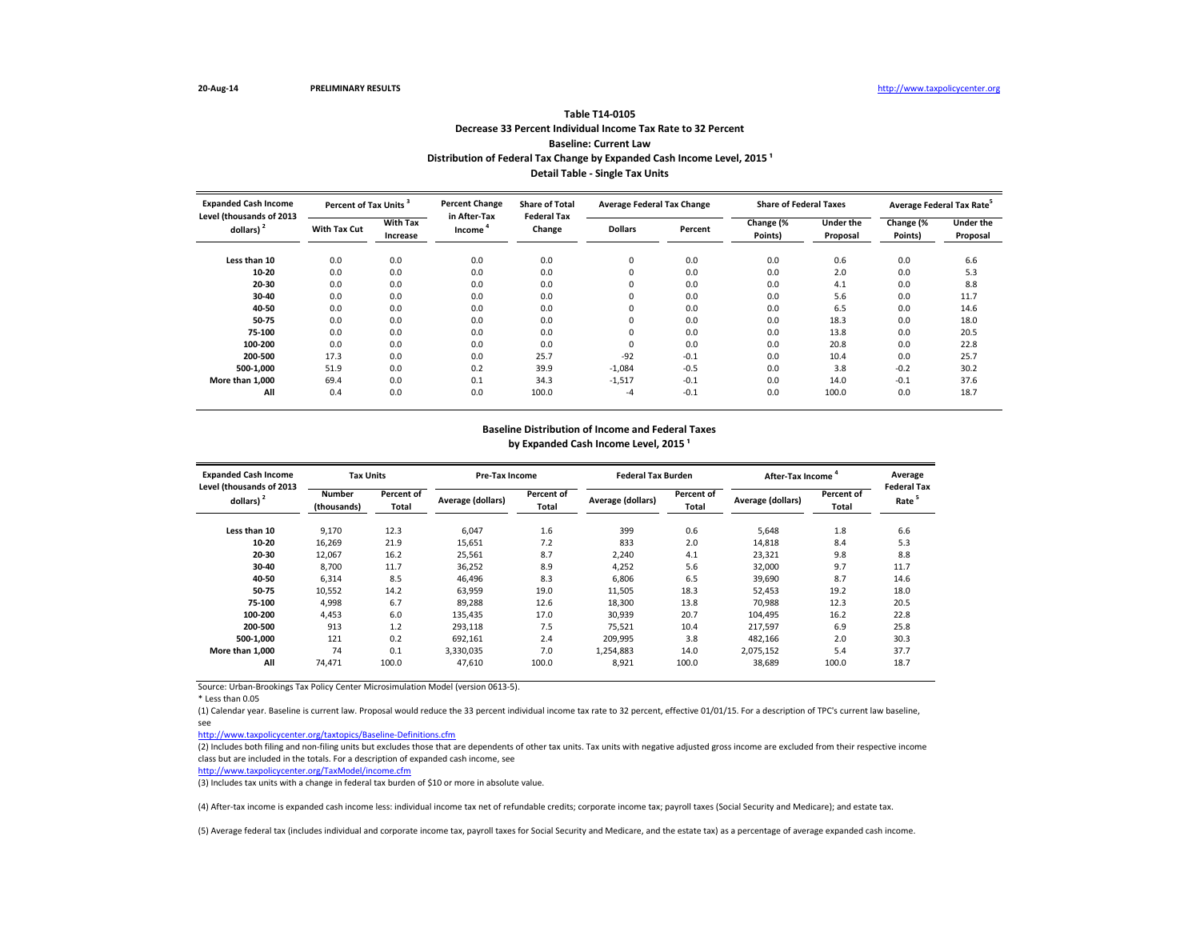20-Aug-14 **PRELIMINARY RESULTS** http://www.taxpolicycenter.org

### Table T14-0105
### Decrease 33 Percent Individual Income Tax Rate to 32 Percent
### Baseline: Current Law
### Distribution of Federal Tax Change by Expanded Cash Income Level, 2015 [1]
### Detail Table - Single Tax Units

| Expanded Cash Income Level (thousands of 2013 dollars) [2] | Percent of Tax Units [3] | | Percent Change in After-Tax Income [4] | Share of Total Federal Tax Change | Average Federal Tax Change | | Share of Federal Taxes | | Average Federal Tax Rate[5] | |
|---|---|---|---|---|---|---|---|---|---|---|
| | With Tax Cut | With Tax Increase | | | Dollars | Percent | Change (% Points) | Under the Proposal | Change (% Points) | Under the Proposal |
| Less than 10 | 0.0 | 0.0 | 0.0 | 0.0 | 0 | 0.0 | 0.0 | 0.6 | 0.0 | 6.6 |
| 10-20 | 0.0 | 0.0 | 0.0 | 0.0 | 0 | 0.0 | 0.0 | 2.0 | 0.0 | 5.3 |
| 20-30 | 0.0 | 0.0 | 0.0 | 0.0 | 0 | 0.0 | 0.0 | 4.1 | 0.0 | 8.8 |
| 30-40 | 0.0 | 0.0 | 0.0 | 0.0 | 0 | 0.0 | 0.0 | 5.6 | 0.0 | 11.7 |
| 40-50 | 0.0 | 0.0 | 0.0 | 0.0 | 0 | 0.0 | 0.0 | 6.5 | 0.0 | 14.6 |
| 50-75 | 0.0 | 0.0 | 0.0 | 0.0 | 0 | 0.0 | 0.0 | 18.3 | 0.0 | 18.0 |
| 75-100 | 0.0 | 0.0 | 0.0 | 0.0 | 0 | 0.0 | 0.0 | 13.8 | 0.0 | 20.5 |
| 100-200 | 0.0 | 0.0 | 0.0 | 0.0 | 0 | 0.0 | 0.0 | 20.8 | 0.0 | 22.8 |
| 200-500 | 17.3 | 0.0 | 0.0 | 25.7 | -92 | -0.1 | 0.0 | 10.4 | 0.0 | 25.7 |
| 500-1,000 | 51.9 | 0.0 | 0.2 | 39.9 | -1,084 | -0.5 | 0.0 | 3.8 | -0.2 | 30.2 |
| More than 1,000 | 69.4 | 0.0 | 0.1 | 34.3 | -1,517 | -0.1 | 0.0 | 14.0 | -0.1 | 37.6 |
| All | 0.4 | 0.0 | 0.0 | 100.0 | -4 | -0.1 | 0.0 | 100.0 | 0.0 | 18.7 |

### Baseline Distribution of Income and Federal Taxes
### by Expanded Cash Income Level, 2015 [1]

| Expanded Cash Income Level (thousands of 2013 dollars) [2] | Tax Units | | Pre-Tax Income | | Federal Tax Burden | | After-Tax Income [4] | | Average Federal Tax Rate [5] |
|---|---|---|---|---|---|---|---|---|---|
| | Number (thousands) | Percent of Total | Average (dollars) | Percent of Total | Average (dollars) | Percent of Total | Average (dollars) | Percent of Total | |
| Less than 10 | 9,170 | 12.3 | 6,047 | 1.6 | 399 | 0.6 | 5,648 | 1.8 | 6.6 |
| 10-20 | 16,269 | 21.9 | 15,651 | 7.2 | 833 | 2.0 | 14,818 | 8.4 | 5.3 |
| 20-30 | 12,067 | 16.2 | 25,561 | 8.7 | 2,240 | 4.1 | 23,321 | 9.8 | 8.8 |
| 30-40 | 8,700 | 11.7 | 36,252 | 8.9 | 4,252 | 5.6 | 32,000 | 9.7 | 11.7 |
| 40-50 | 6,314 | 8.5 | 46,496 | 8.3 | 6,806 | 6.5 | 39,690 | 8.7 | 14.6 |
| 50-75 | 10,552 | 14.2 | 63,959 | 19.0 | 11,505 | 18.3 | 52,453 | 19.2 | 18.0 |
| 75-100 | 4,998 | 6.7 | 89,288 | 12.6 | 18,300 | 13.8 | 70,988 | 12.3 | 20.5 |
| 100-200 | 4,453 | 6.0 | 135,435 | 17.0 | 30,939 | 20.7 | 104,495 | 16.2 | 22.8 |
| 200-500 | 913 | 1.2 | 293,118 | 7.5 | 75,521 | 10.4 | 217,597 | 6.9 | 25.8 |
| 500-1,000 | 121 | 0.2 | 692,161 | 2.4 | 209,995 | 3.8 | 482,166 | 2.0 | 30.3 |
| More than 1,000 | 74 | 0.1 | 3,330,035 | 7.0 | 1,254,883 | 14.0 | 2,075,152 | 5.4 | 37.7 |
| All | 74,471 | 100.0 | 47,610 | 100.0 | 8,921 | 100.0 | 38,689 | 100.0 | 18.7 |

Source: Urban-Brookings Tax Policy Center Microsimulation Model (version 0613-5).

* Less than 0.05

(1) Calendar year. Baseline is current law. Proposal would reduce the 33 percent individual income tax rate to 32 percent, effective 01/01/15. For a description of TPC's current law baseline, see

http://www.taxpolicycenter.org/taxtopics/Baseline-Definitions.cfm

(2) Includes both filing and non-filing units but excludes those that are dependents of other tax units. Tax units with negative adjusted gross income are excluded from their respective income class but are included in the totals. For a description of expanded cash income, see

http://www.taxpolicycenter.org/TaxModel/income.cfm

(3) Includes tax units with a change in federal tax burden of $10 or more in absolute value.

(4) After-tax income is expanded cash income less: individual income tax net of refundable credits; corporate income tax; payroll taxes (Social Security and Medicare); and estate tax.

(5) Average federal tax (includes individual and corporate income tax, payroll taxes for Social Security and Medicare, and the estate tax) as a percentage of average expanded cash income.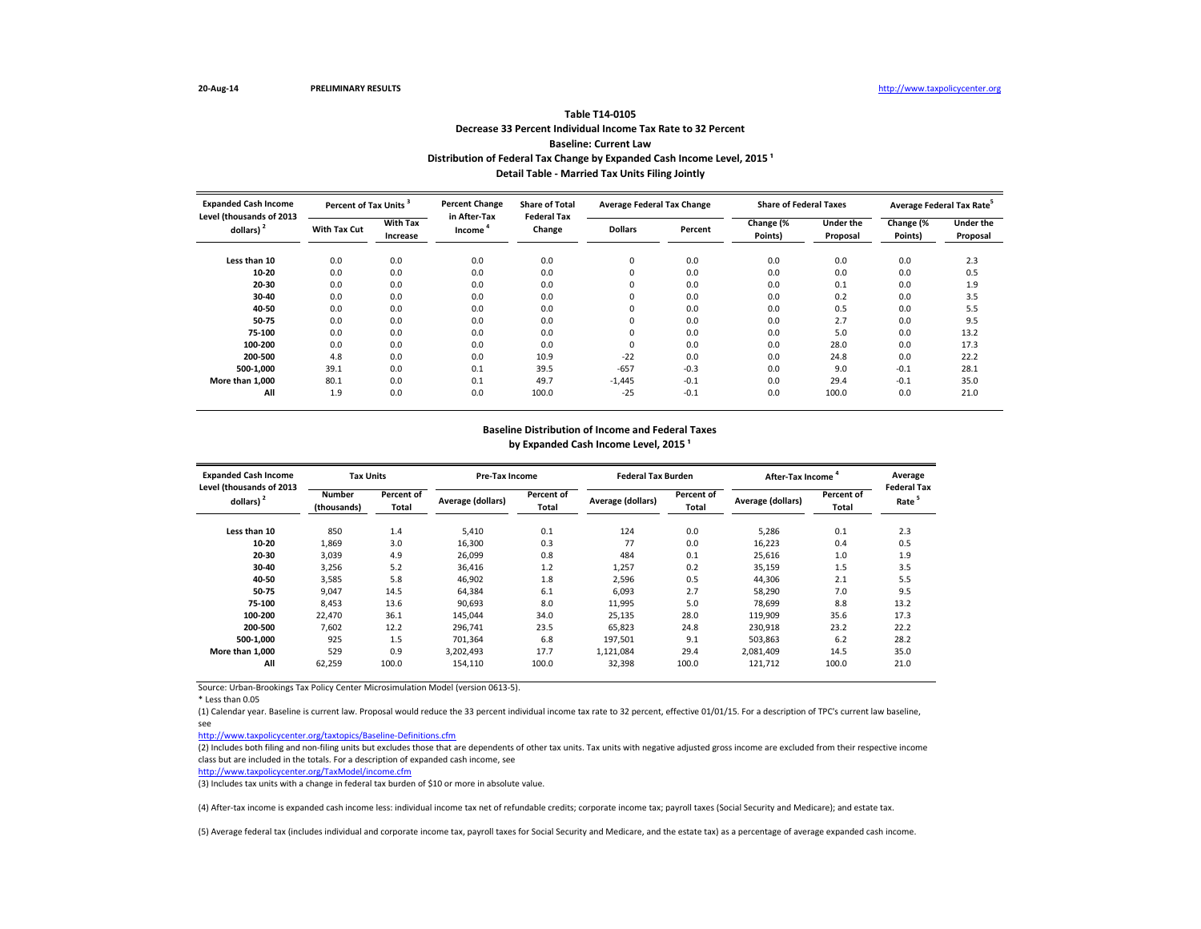20-Aug-14 **PRELIMINARY RESULTS** http://www.taxpolicycenter.org

## Table T14-0105
## Decrease 33 Percent Individual Income Tax Rate to 32 Percent
## Baseline: Current Law
## Distribution of Federal Tax Change by Expanded Cash Income Level, 2015 [1]
## Detail Table - Married Tax Units Filing Jointly

| Expanded Cash Income Level (thousands of 2013 dollars) [2] | Percent of Tax Units [3] | | Percent Change in After-Tax Income [4] | Share of Total Federal Tax Change | Average Federal Tax Change | | Share of Federal Taxes | | Average Federal Tax Rate[5] | |
|---|---|---|---|---|---|---|---|---|---|---|
| | With Tax Cut | With Tax Increase | | | Dollars | Percent | Change (% Points) | Under the Proposal | Change (% Points) | Under the Proposal |
| Less than 10 | 0.0 | 0.0 | 0.0 | 0.0 | 0 | 0.0 | 0.0 | 0.0 | 0.0 | 2.3 |
| 10-20 | 0.0 | 0.0 | 0.0 | 0.0 | 0 | 0.0 | 0.0 | 0.0 | 0.0 | 0.5 |
| 20-30 | 0.0 | 0.0 | 0.0 | 0.0 | 0 | 0.0 | 0.0 | 0.1 | 0.0 | 1.9 |
| 30-40 | 0.0 | 0.0 | 0.0 | 0.0 | 0 | 0.0 | 0.0 | 0.2 | 0.0 | 3.5 |
| 40-50 | 0.0 | 0.0 | 0.0 | 0.0 | 0 | 0.0 | 0.0 | 0.5 | 0.0 | 5.5 |
| 50-75 | 0.0 | 0.0 | 0.0 | 0.0 | 0 | 0.0 | 0.0 | 2.7 | 0.0 | 9.5 |
| 75-100 | 0.0 | 0.0 | 0.0 | 0.0 | 0 | 0.0 | 0.0 | 5.0 | 0.0 | 13.2 |
| 100-200 | 0.0 | 0.0 | 0.0 | 0.0 | 0 | 0.0 | 0.0 | 28.0 | 0.0 | 17.3 |
| 200-500 | 4.8 | 0.0 | 0.0 | 10.9 | -22 | 0.0 | 0.0 | 24.8 | 0.0 | 22.2 |
| 500-1,000 | 39.1 | 0.0 | 0.1 | 39.5 | -657 | -0.3 | 0.0 | 9.0 | -0.1 | 28.1 |
| More than 1,000 | 80.1 | 0.0 | 0.1 | 49.7 | -1,445 | -0.1 | 0.0 | 29.4 | -0.1 | 35.0 |
| All | 1.9 | 0.0 | 0.0 | 100.0 | -25 | -0.1 | 0.0 | 100.0 | 0.0 | 21.0 |

### Baseline Distribution of Income and Federal Taxes by Expanded Cash Income Level, 2015 [1]

| Expanded Cash Income Level (thousands of 2013 dollars) [2] | Tax Units | | Pre-Tax Income | | Federal Tax Burden | | After-Tax Income [4] | | Average Federal Tax Rate [5] |
|---|---|---|---|---|---|---|---|---|---|
| | Number (thousands) | Percent of Total | Average (dollars) | Percent of Total | Average (dollars) | Percent of Total | Average (dollars) | Percent of Total | |
| Less than 10 | 850 | 1.4 | 5,410 | 0.1 | 124 | 0.0 | 5,286 | 0.1 | 2.3 |
| 10-20 | 1,869 | 3.0 | 16,300 | 0.3 | 77 | 0.0 | 16,223 | 0.4 | 0.5 |
| 20-30 | 3,039 | 4.9 | 26,099 | 0.8 | 484 | 0.1 | 25,616 | 1.0 | 1.9 |
| 30-40 | 3,256 | 5.2 | 36,416 | 1.2 | 1,257 | 0.2 | 35,159 | 1.5 | 3.5 |
| 40-50 | 3,585 | 5.8 | 46,902 | 1.8 | 2,596 | 0.5 | 44,306 | 2.1 | 5.5 |
| 50-75 | 9,047 | 14.5 | 64,384 | 6.1 | 6,093 | 2.7 | 58,290 | 7.0 | 9.5 |
| 75-100 | 8,453 | 13.6 | 90,693 | 8.0 | 11,995 | 5.0 | 78,699 | 8.8 | 13.2 |
| 100-200 | 22,470 | 36.1 | 145,044 | 34.0 | 25,135 | 28.0 | 119,909 | 35.6 | 17.3 |
| 200-500 | 7,602 | 12.2 | 296,741 | 23.5 | 65,823 | 24.8 | 230,918 | 23.2 | 22.2 |
| 500-1,000 | 925 | 1.5 | 701,364 | 6.8 | 197,501 | 9.1 | 503,863 | 6.2 | 28.2 |
| More than 1,000 | 529 | 0.9 | 3,202,493 | 17.7 | 1,121,084 | 29.4 | 2,081,409 | 14.5 | 35.0 |
| All | 62,259 | 100.0 | 154,110 | 100.0 | 32,398 | 100.0 | 121,712 | 100.0 | 21.0 |

Source: Urban-Brookings Tax Policy Center Microsimulation Model (version 0613-5).

\* Less than 0.05

(1) Calendar year. Baseline is current law. Proposal would reduce the 33 percent individual income tax rate to 32 percent, effective 01/01/15. For a description of TPC's current law baseline, see

http://www.taxpolicycenter.org/taxtopics/Baseline-Definitions.cfm

(2) Includes both filing and non-filing units but excludes those that are dependents of other tax units. Tax units with negative adjusted gross income are excluded from their respective income class but are included in the totals. For a description of expanded cash income, see

http://www.taxpolicycenter.org/TaxModel/income.cfm

(3) Includes tax units with a change in federal tax burden of $10 or more in absolute value.

(4) After-tax income is expanded cash income less: individual income tax net of refundable credits; corporate income tax; payroll taxes (Social Security and Medicare); and estate tax.

(5) Average federal tax (includes individual and corporate income tax, payroll taxes for Social Security and Medicare, and the estate tax) as a percentage of average expanded cash income.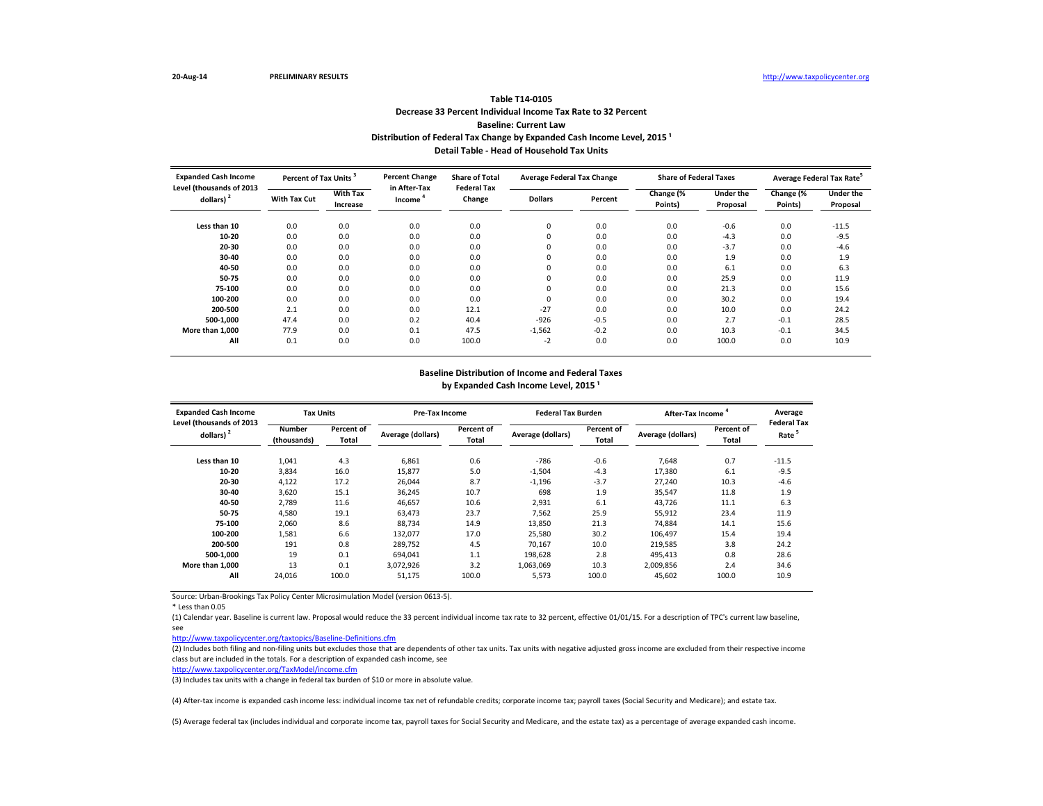**Table T14-0105**

**Decrease 33 Percent Individual Income Tax Rate to 32 Percent**

**Baseline: Current Law**

**Distribution of Federal Tax Change by Expanded Cash Income Level, 2015 [1]**

**Detail Table - Head of Household Tax Units**

| Expanded Cash Income Level (thousands of 2013 dollars) [2] | Percent of Tax Units [3] | | Percent Change in After-Tax Income [4] | Share of Total Federal Tax Change | Average Federal Tax Change | | Share of Federal Taxes | | Average Federal Tax Rate[5] | |
|---|---|---|---|---|---|---|---|---|---|---|
| | With Tax Cut | With Tax Increase | | | Dollars | Percent | Change (% Points) | Under the Proposal | Change (% Points) | Under the Proposal |
| Less than 10 | 0.0 | 0.0 | 0.0 | 0.0 | 0 | 0.0 | 0.0 | -0.6 | 0.0 | -11.5 |
| 10-20 | 0.0 | 0.0 | 0.0 | 0.0 | 0 | 0.0 | 0.0 | -4.3 | 0.0 | -9.5 |
| 20-30 | 0.0 | 0.0 | 0.0 | 0.0 | 0 | 0.0 | 0.0 | -3.7 | 0.0 | -4.6 |
| 30-40 | 0.0 | 0.0 | 0.0 | 0.0 | 0 | 0.0 | 0.0 | 1.9 | 0.0 | 1.9 |
| 40-50 | 0.0 | 0.0 | 0.0 | 0.0 | 0 | 0.0 | 0.0 | 6.1 | 0.0 | 6.3 |
| 50-75 | 0.0 | 0.0 | 0.0 | 0.0 | 0 | 0.0 | 0.0 | 25.9 | 0.0 | 11.9 |
| 75-100 | 0.0 | 0.0 | 0.0 | 0.0 | 0 | 0.0 | 0.0 | 21.3 | 0.0 | 15.6 |
| 100-200 | 0.0 | 0.0 | 0.0 | 0.0 | 0 | 0.0 | 0.0 | 30.2 | 0.0 | 19.4 |
| 200-500 | 2.1 | 0.0 | 0.0 | 12.1 | -27 | 0.0 | 0.0 | 10.0 | 0.0 | 24.2 |
| 500-1,000 | 47.4 | 0.0 | 0.2 | 40.4 | -926 | -0.5 | 0.0 | 2.7 | -0.1 | 28.5 |
| More than 1,000 | 77.9 | 0.0 | 0.1 | 47.5 | -1,562 | -0.2 | 0.0 | 10.3 | -0.1 | 34.5 |
| All | 0.1 | 0.0 | 0.0 | 100.0 | -2 | 0.0 | 0.0 | 100.0 | 0.0 | 10.9 |

**Baseline Distribution of Income and Federal Taxes by Expanded Cash Income Level, 2015 [1]**

| Expanded Cash Income Level (thousands of 2013 dollars) [2] | Tax Units | | Pre-Tax Income | | Federal Tax Burden | | After-Tax Income [4] | | Average Federal Tax Rate [5] |
|---|---|---|---|---|---|---|---|---|---|
| | Number (thousands) | Percent of Total | Average (dollars) | Percent of Total | Average (dollars) | Percent of Total | Average (dollars) | Percent of Total | |
| Less than 10 | 1,041 | 4.3 | 6,861 | 0.6 | -786 | -0.6 | 7,648 | 0.7 | -11.5 |
| 10-20 | 3,834 | 16.0 | 15,877 | 5.0 | -1,504 | -4.3 | 17,380 | 6.1 | -9.5 |
| 20-30 | 4,122 | 17.2 | 26,044 | 8.7 | -1,196 | -3.7 | 27,240 | 10.3 | -4.6 |
| 30-40 | 3,620 | 15.1 | 36,245 | 10.7 | 698 | 1.9 | 35,547 | 11.8 | 1.9 |
| 40-50 | 2,789 | 11.6 | 46,657 | 10.6 | 2,931 | 6.1 | 43,726 | 11.1 | 6.3 |
| 50-75 | 4,580 | 19.1 | 63,473 | 23.7 | 7,562 | 25.9 | 55,912 | 23.4 | 11.9 |
| 75-100 | 2,060 | 8.6 | 88,734 | 14.9 | 13,850 | 21.3 | 74,884 | 14.1 | 15.6 |
| 100-200 | 1,581 | 6.6 | 132,077 | 17.0 | 25,580 | 30.2 | 106,497 | 15.4 | 19.4 |
| 200-500 | 191 | 0.8 | 289,752 | 4.5 | 70,167 | 10.0 | 219,585 | 3.8 | 24.2 |
| 500-1,000 | 19 | 0.1 | 694,041 | 1.1 | 198,628 | 2.8 | 495,413 | 0.8 | 28.6 |
| More than 1,000 | 13 | 0.1 | 3,072,926 | 3.2 | 1,063,069 | 10.3 | 2,009,856 | 2.4 | 34.6 |
| All | 24,016 | 100.0 | 51,175 | 100.0 | 5,573 | 100.0 | 45,602 | 100.0 | 10.9 |

Source: Urban-Brookings Tax Policy Center Microsimulation Model (version 0613-5).

* Less than 0.05

(1) Calendar year. Baseline is current law. Proposal would reduce the 33 percent individual income tax rate to 32 percent, effective 01/01/15. For a description of TPC's current law baseline, see
http://www.taxpolicycenter.org/taxtopics/Baseline-Definitions.cfm

(2) Includes both filing and non-filing units but excludes those that are dependents of other tax units. Tax units with negative adjusted gross income are excluded from their respective income class but are included in the totals. For a description of expanded cash income, see
http://www.taxpolicycenter.org/TaxModel/income.cfm

(3) Includes tax units with a change in federal tax burden of $10 or more in absolute value.

(4) After-tax income is expanded cash income less: individual income tax net of refundable credits; corporate income tax; payroll taxes (Social Security and Medicare); and estate tax.

(5) Average federal tax (includes individual and corporate income tax, payroll taxes for Social Security and Medicare, and the estate tax) as a percentage of average expanded cash income.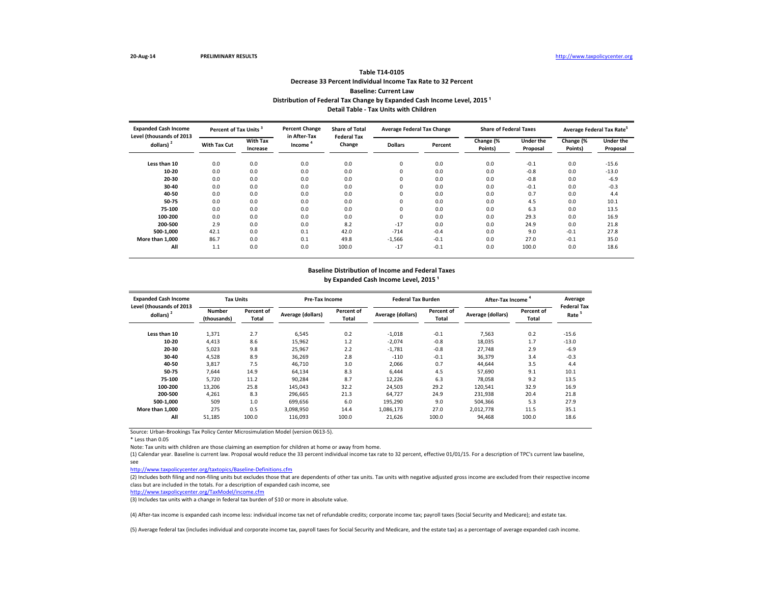20-Aug-14 PRELIMINARY RESULTS http://www.taxpolicycenter.org

## Table T14-0105
## Decrease 33 Percent Individual Income Tax Rate to 32 Percent
## Baseline: Current Law
## Distribution of Federal Tax Change by Expanded Cash Income Level, 2015 [1]
## Detail Table - Tax Units with Children

| Expanded Cash Income Level (thousands of 2013 dollars) [2] | Percent of Tax Units [3] | | Percent Change in After-Tax Income [4] | Share of Total Federal Tax Change | Average Federal Tax Change | | Share of Federal Taxes | | Average Federal Tax Rate[5] | |
|---|---|---|---|---|---|---|---|---|---|---|
| | With Tax Cut | With Tax Increase | | | Dollars | Percent | Change (% Points) | Under the Proposal | Change (% Points) | Under the Proposal |
| Less than 10 | 0.0 | 0.0 | 0.0 | 0.0 | 0 | 0.0 | 0.0 | -0.1 | 0.0 | -15.6 |
| 10-20 | 0.0 | 0.0 | 0.0 | 0.0 | 0 | 0.0 | 0.0 | -0.8 | 0.0 | -13.0 |
| 20-30 | 0.0 | 0.0 | 0.0 | 0.0 | 0 | 0.0 | 0.0 | -0.8 | 0.0 | -6.9 |
| 30-40 | 0.0 | 0.0 | 0.0 | 0.0 | 0 | 0.0 | 0.0 | -0.1 | 0.0 | -0.3 |
| 40-50 | 0.0 | 0.0 | 0.0 | 0.0 | 0 | 0.0 | 0.0 | 0.7 | 0.0 | 4.4 |
| 50-75 | 0.0 | 0.0 | 0.0 | 0.0 | 0 | 0.0 | 0.0 | 4.5 | 0.0 | 10.1 |
| 75-100 | 0.0 | 0.0 | 0.0 | 0.0 | 0 | 0.0 | 0.0 | 6.3 | 0.0 | 13.5 |
| 100-200 | 0.0 | 0.0 | 0.0 | 0.0 | 0 | 0.0 | 0.0 | 29.3 | 0.0 | 16.9 |
| 200-500 | 2.9 | 0.0 | 0.0 | 8.2 | -17 | 0.0 | 0.0 | 24.9 | 0.0 | 21.8 |
| 500-1,000 | 42.1 | 0.0 | 0.1 | 42.0 | -714 | -0.4 | 0.0 | 9.0 | -0.1 | 27.8 |
| More than 1,000 | 86.7 | 0.0 | 0.1 | 49.8 | -1,566 | -0.1 | 0.0 | 27.0 | -0.1 | 35.0 |
| All | 1.1 | 0.0 | 0.0 | 100.0 | -17 | -0.1 | 0.0 | 100.0 | 0.0 | 18.6 |

## Baseline Distribution of Income and Federal Taxes
## by Expanded Cash Income Level, 2015 [1]

| Expanded Cash Income Level (thousands of 2013 dollars) [2] | Tax Units | | Pre-Tax Income | | Federal Tax Burden | | After-Tax Income [4] | | Average Federal Tax Rate [5] |
|---|---|---|---|---|---|---|---|---|---|
| | Number (thousands) | Percent of Total | Average (dollars) | Percent of Total | Average (dollars) | Percent of Total | Average (dollars) | Percent of Total | |
| Less than 10 | 1,371 | 2.7 | 6,545 | 0.2 | -1,018 | -0.1 | 7,563 | 0.2 | -15.6 |
| 10-20 | 4,413 | 8.6 | 15,962 | 1.2 | -2,074 | -0.8 | 18,035 | 1.7 | -13.0 |
| 20-30 | 5,023 | 9.8 | 25,967 | 2.2 | -1,781 | -0.8 | 27,748 | 2.9 | -6.9 |
| 30-40 | 4,528 | 8.9 | 36,269 | 2.8 | -110 | -0.1 | 36,379 | 3.4 | -0.3 |
| 40-50 | 3,817 | 7.5 | 46,710 | 3.0 | 2,066 | 0.7 | 44,644 | 3.5 | 4.4 |
| 50-75 | 7,644 | 14.9 | 64,134 | 8.3 | 6,444 | 4.5 | 57,690 | 9.1 | 10.1 |
| 75-100 | 5,720 | 11.2 | 90,284 | 8.7 | 12,226 | 6.3 | 78,058 | 9.2 | 13.5 |
| 100-200 | 13,206 | 25.8 | 145,043 | 32.2 | 24,503 | 29.2 | 120,541 | 32.9 | 16.9 |
| 200-500 | 4,261 | 8.3 | 296,665 | 21.3 | 64,727 | 24.9 | 231,938 | 20.4 | 21.8 |
| 500-1,000 | 509 | 1.0 | 699,656 | 6.0 | 195,290 | 9.0 | 504,366 | 5.3 | 27.9 |
| More than 1,000 | 275 | 0.5 | 3,098,950 | 14.4 | 1,086,173 | 27.0 | 2,012,778 | 11.5 | 35.1 |
| All | 51,185 | 100.0 | 116,093 | 100.0 | 21,626 | 100.0 | 94,468 | 100.0 | 18.6 |

Source: Urban-Brookings Tax Policy Center Microsimulation Model (version 0613-5).

* Less than 0.05

Note: Tax units with children are those claiming an exemption for children at home or away from home.

(1) Calendar year. Baseline is current law. Proposal would reduce the 33 percent individual income tax rate to 32 percent, effective 01/01/15. For a description of TPC's current law baseline, see

http://www.taxpolicycenter.org/taxtopics/Baseline-Definitions.cfm

(2) Includes both filing and non-filing units but excludes those that are dependents of other tax units. Tax units with negative adjusted gross income are excluded from their respective income class but are included in the totals. For a description of expanded cash income, see

http://www.taxpolicycenter.org/TaxModel/income.cfm

(3) Includes tax units with a change in federal tax burden of $10 or more in absolute value.

(4) After-tax income is expanded cash income less: individual income tax net of refundable credits; corporate income tax; payroll taxes (Social Security and Medicare); and estate tax.

(5) Average federal tax (includes individual and corporate income tax, payroll taxes for Social Security and Medicare, and the estate tax) as a percentage of average expanded cash income.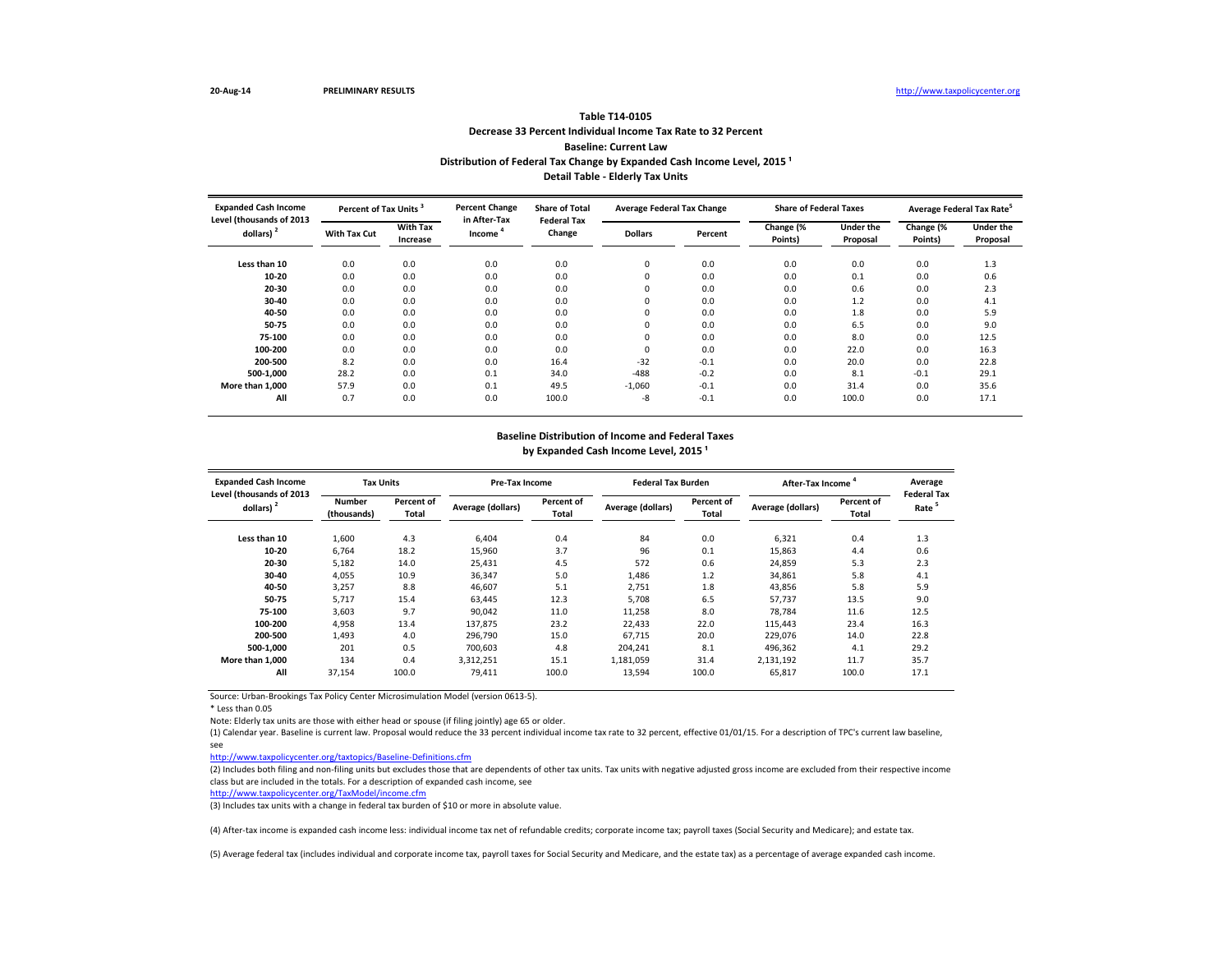20-Aug-14 **PRELIMINARY RESULTS** http://www.taxpolicycenter.org

**Table T14-0105**

**Decrease 33 Percent Individual Income Tax Rate to 32 Percent**

**Baseline: Current Law**

**Distribution of Federal Tax Change by Expanded Cash Income Level, 2015 [1]**

**Detail Table - Elderly Tax Units**

| Expanded Cash Income Level (thousands of 2013 dollars) [2] | Percent of Tax Units [3] | | Percent Change in After-Tax Income [4] | Share of Total Federal Tax Change | Average Federal Tax Change | | Share of Federal Taxes | | Average Federal Tax Rate[5] | |
|---|---|---|---|---|---|---|---|---|---|---|
| | With Tax Cut | With Tax Increase | | | Dollars | Percent | Change (% Points) | Under the Proposal | Change (% Points) | Under the Proposal |
| Less than 10 | 0.0 | 0.0 | 0.0 | 0.0 | 0 | 0.0 | 0.0 | 0.0 | 0.0 | 1.3 |
| 10-20 | 0.0 | 0.0 | 0.0 | 0.0 | 0 | 0.0 | 0.0 | 0.1 | 0.0 | 0.6 |
| 20-30 | 0.0 | 0.0 | 0.0 | 0.0 | 0 | 0.0 | 0.0 | 0.6 | 0.0 | 2.3 |
| 30-40 | 0.0 | 0.0 | 0.0 | 0.0 | 0 | 0.0 | 0.0 | 1.2 | 0.0 | 4.1 |
| 40-50 | 0.0 | 0.0 | 0.0 | 0.0 | 0 | 0.0 | 0.0 | 1.8 | 0.0 | 5.9 |
| 50-75 | 0.0 | 0.0 | 0.0 | 0.0 | 0 | 0.0 | 0.0 | 6.5 | 0.0 | 9.0 |
| 75-100 | 0.0 | 0.0 | 0.0 | 0.0 | 0 | 0.0 | 0.0 | 8.0 | 0.0 | 12.5 |
| 100-200 | 0.0 | 0.0 | 0.0 | 0.0 | 0 | 0.0 | 0.0 | 22.0 | 0.0 | 16.3 |
| 200-500 | 8.2 | 0.0 | 0.0 | 16.4 | -32 | -0.1 | 0.0 | 20.0 | 0.0 | 22.8 |
| 500-1,000 | 28.2 | 0.0 | 0.1 | 34.0 | -488 | -0.2 | 0.0 | 8.1 | -0.1 | 29.1 |
| More than 1,000 | 57.9 | 0.0 | 0.1 | 49.5 | -1,060 | -0.1 | 0.0 | 31.4 | 0.0 | 35.6 |
| All | 0.7 | 0.0 | 0.0 | 100.0 | -8 | -0.1 | 0.0 | 100.0 | 0.0 | 17.1 |

**Baseline Distribution of Income and Federal Taxes by Expanded Cash Income Level, 2015 [1]**

| Expanded Cash Income Level (thousands of 2013 dollars) [2] | Tax Units | | Pre-Tax Income | | Federal Tax Burden | | After-Tax Income [4] | | Average Federal Tax Rate [5] |
|---|---|---|---|---|---|---|---|---|---|
| | Number (thousands) | Percent of Total | Average (dollars) | Percent of Total | Average (dollars) | Percent of Total | Average (dollars) | Percent of Total | |
| Less than 10 | 1,600 | 4.3 | 6,404 | 0.4 | 84 | 0.0 | 6,321 | 0.4 | 1.3 |
| 10-20 | 6,764 | 18.2 | 15,960 | 3.7 | 96 | 0.1 | 15,863 | 4.4 | 0.6 |
| 20-30 | 5,182 | 14.0 | 25,431 | 4.5 | 572 | 0.6 | 24,859 | 5.3 | 2.3 |
| 30-40 | 4,055 | 10.9 | 36,347 | 5.0 | 1,486 | 1.2 | 34,861 | 5.8 | 4.1 |
| 40-50 | 3,257 | 8.8 | 46,607 | 5.1 | 2,751 | 1.8 | 43,856 | 5.8 | 5.9 |
| 50-75 | 5,717 | 15.4 | 63,445 | 12.3 | 5,708 | 6.5 | 57,737 | 13.5 | 9.0 |
| 75-100 | 3,603 | 9.7 | 90,042 | 11.0 | 11,258 | 8.0 | 78,784 | 11.6 | 12.5 |
| 100-200 | 4,958 | 13.4 | 137,875 | 23.2 | 22,433 | 22.0 | 115,443 | 23.4 | 16.3 |
| 200-500 | 1,493 | 4.0 | 296,790 | 15.0 | 67,715 | 20.0 | 229,076 | 14.0 | 22.8 |
| 500-1,000 | 201 | 0.5 | 700,603 | 4.8 | 204,241 | 8.1 | 496,362 | 4.1 | 29.2 |
| More than 1,000 | 134 | 0.4 | 3,312,251 | 15.1 | 1,181,059 | 31.4 | 2,131,192 | 11.7 | 35.7 |
| All | 37,154 | 100.0 | 79,411 | 100.0 | 13,594 | 100.0 | 65,817 | 100.0 | 17.1 |

Source: Urban-Brookings Tax Policy Center Microsimulation Model (version 0613-5).

* Less than 0.05

Note: Elderly tax units are those with either head or spouse (if filing jointly) age 65 or older.

(1) Calendar year. Baseline is current law. Proposal would reduce the 33 percent individual income tax rate to 32 percent, effective 01/01/15. For a description of TPC's current law baseline, see

http://www.taxpolicycenter.org/taxtopics/Baseline-Definitions.cfm

(2) Includes both filing and non-filing units but excludes those that are dependents of other tax units. Tax units with negative adjusted gross income are excluded from their respective income class but are included in the totals. For a description of expanded cash income, see

http://www.taxpolicycenter.org/TaxModel/income.cfm

(3) Includes tax units with a change in federal tax burden of $10 or more in absolute value.

(4) After-tax income is expanded cash income less: individual income tax net of refundable credits; corporate income tax; payroll taxes (Social Security and Medicare); and estate tax.

(5) Average federal tax (includes individual and corporate income tax, payroll taxes for Social Security and Medicare, and the estate tax) as a percentage of average expanded cash income.